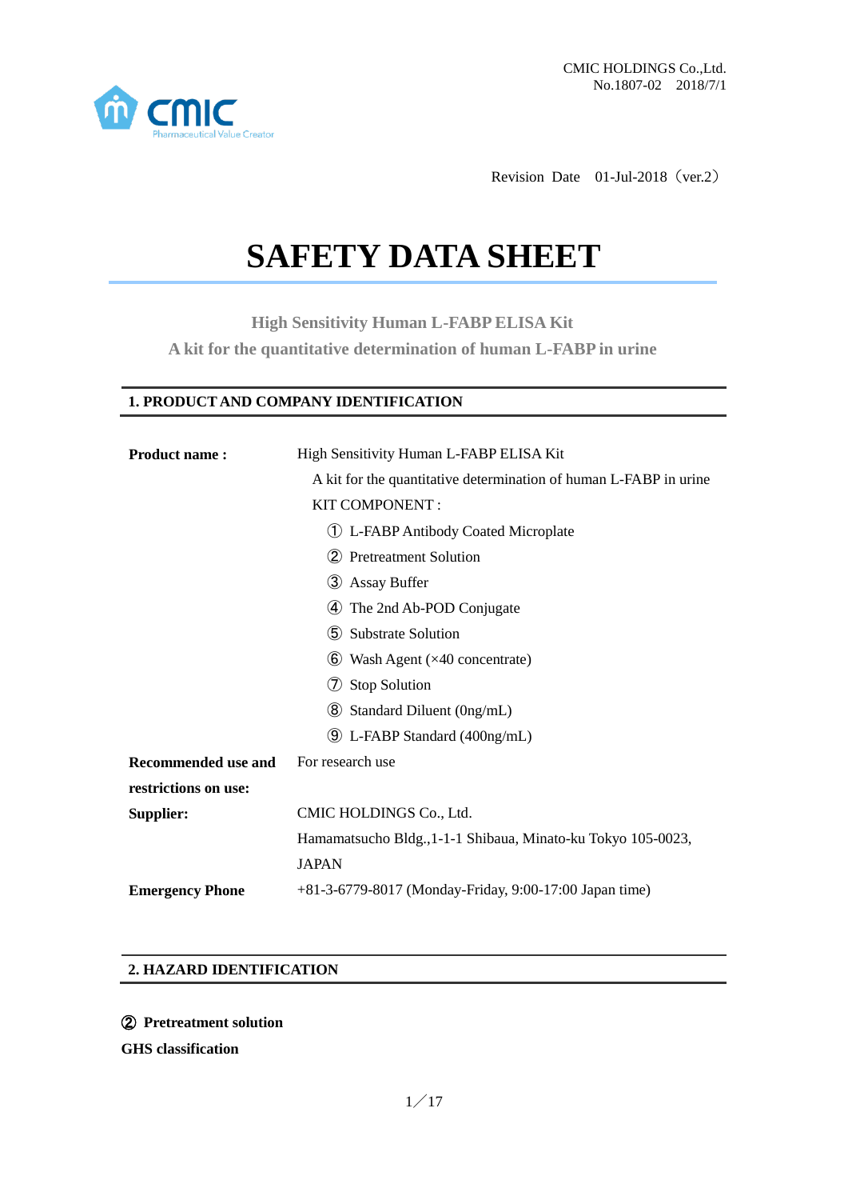CMIC HOLDINGS Co.,Ltd.
No.1807-02　2018/7/1

Revision Date　01-Jul-2018（ver.2）

# SAFETY DATA SHEET

**High Sensitivity Human L-FABP ELISA Kit**
**A kit for the quantitative determination of human L-FABP in urine**

## 1. PRODUCT AND COMPANY IDENTIFICATION

**Product name :** High Sensitivity Human L-FABP ELISA Kit

A kit for the quantitative determination of human L-FABP in urine

KIT COMPONENT :

① L-FABP Antibody Coated Microplate
② Pretreatment Solution
③ Assay Buffer
④ The 2nd Ab-POD Conjugate
⑤ Substrate Solution
⑥ Wash Agent (×40 concentrate)
⑦ Stop Solution
⑧ Standard Diluent (0ng/mL)
⑨ L-FABP Standard (400ng/mL)

**Recommended use and restrictions on use:** For research use

**Supplier:** CMIC HOLDINGS Co., Ltd.
Hamamatsucho Bldg.,1-1-1 Shibaua, Minato-ku Tokyo 105-0023, JAPAN

**Emergency Phone** +81-3-6779-8017 (Monday-Friday, 9:00-17:00 Japan time)

## 2. HAZARD IDENTIFICATION

**② Pretreatment solution**

**GHS classification**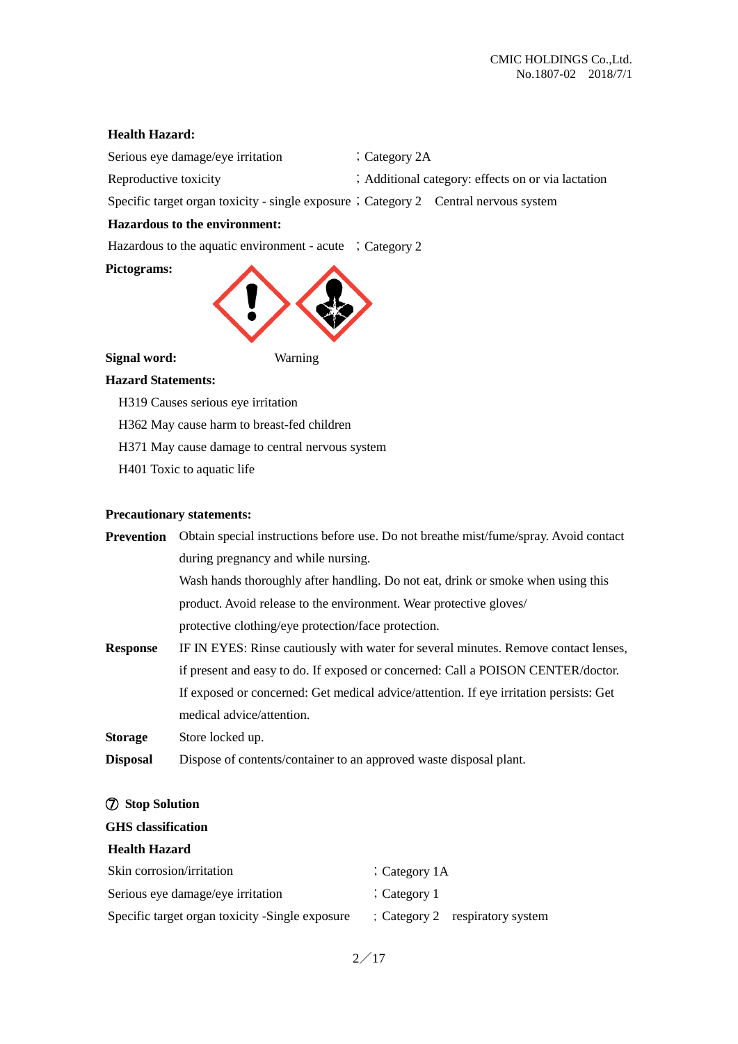**Health Hazard:**

Serious eye damage/eye irritation ；Category 2A

Reproductive toxicity ；Additional category: effects on or via lactation

Specific target organ toxicity - single exposure ；Category 2 Central nervous system

**Hazardous to the environment:**

Hazardous to the aquatic environment - acute ；Category 2

**Pictograms:**

**Signal word:** Warning

**Hazard Statements:**

H319 Causes serious eye irritation

H362 May cause harm to breast-fed children

H371 May cause damage to central nervous system

H401 Toxic to aquatic life

**Precautionary statements:**

**Prevention** Obtain special instructions before use. Do not breathe mist/fume/spray. Avoid contact during pregnancy and while nursing.

Wash hands thoroughly after handling. Do not eat, drink or smoke when using this product. Avoid release to the environment. Wear protective gloves/ protective clothing/eye protection/face protection.

**Response** IF IN EYES: Rinse cautiously with water for several minutes. Remove contact lenses, if present and easy to do. If exposed or concerned: Call a POISON CENTER/doctor. If exposed or concerned: Get medical advice/attention. If eye irritation persists: Get medical advice/attention.

**Storage** Store locked up.

**Disposal** Dispose of contents/container to an approved waste disposal plant.

**⑦ Stop Solution**

**GHS classification**

**Health Hazard**

Skin corrosion/irritation ；Category 1A

Serious eye damage/eye irritation ；Category 1

Specific target organ toxicity -Single exposure ；Category 2 respiratory system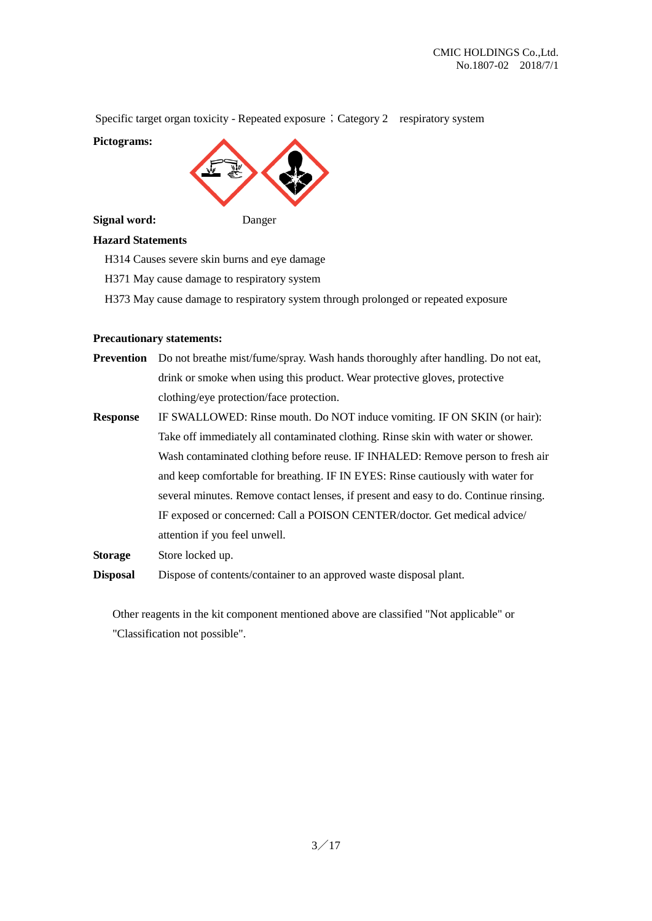Specific target organ toxicity - Repeated exposure；Category 2　respiratory system

**Pictograms:**

**Signal word:** Danger

**Hazard Statements**

H314 Causes severe skin burns and eye damage

H371 May cause damage to respiratory system

H373 May cause damage to respiratory system through prolonged or repeated exposure

**Precautionary statements:**

**Prevention** Do not breathe mist/fume/spray. Wash hands thoroughly after handling. Do not eat, drink or smoke when using this product. Wear protective gloves, protective clothing/eye protection/face protection.

**Response** IF SWALLOWED: Rinse mouth. Do NOT induce vomiting. IF ON SKIN (or hair): Take off immediately all contaminated clothing. Rinse skin with water or shower. Wash contaminated clothing before reuse. IF INHALED: Remove person to fresh air and keep comfortable for breathing. IF IN EYES: Rinse cautiously with water for several minutes. Remove contact lenses, if present and easy to do. Continue rinsing. IF exposed or concerned: Call a POISON CENTER/doctor. Get medical advice/ attention if you feel unwell.

**Storage** Store locked up.

**Disposal** Dispose of contents/container to an approved waste disposal plant.

Other reagents in the kit component mentioned above are classified "Not applicable" or "Classification not possible".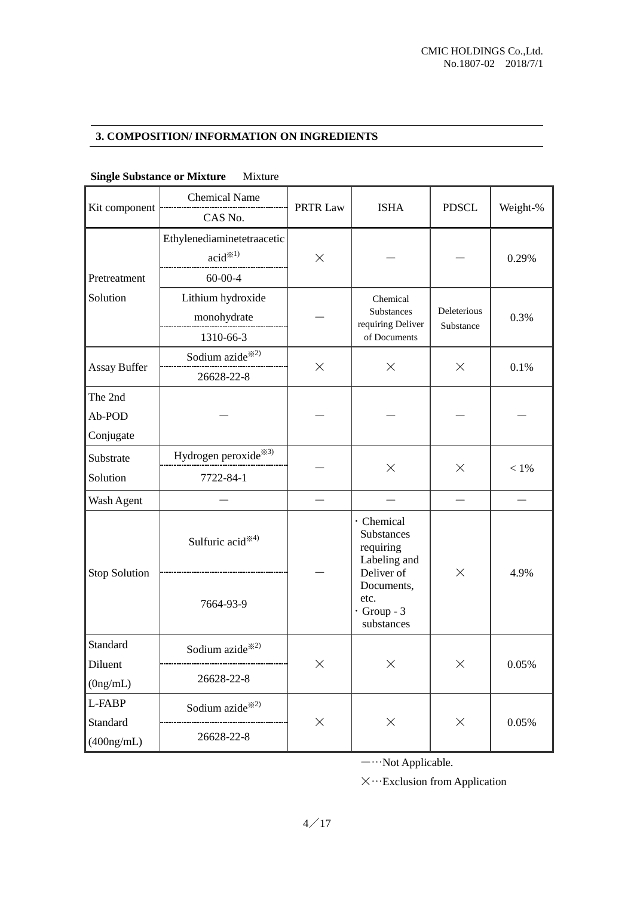## 3. COMPOSITION/ INFORMATION ON INGREDIENTS

**Single Substance or Mixture** Mixture

| Kit component | Chemical Name / CAS No. | PRTR Law | ISHA | PDSCL | Weight-% |
|---|---|---|---|---|---|
| Pretreatment Solution | Ethylenediaminetetraacetic acid※1) / 60-00-4 | × | ― | ― | 0.29% |
| | Lithium hydroxide monohydrate / 1310-66-3 | ― | Chemical Substances requiring Deliver of Documents | Deleterious Substance | 0.3% |
| Assay Buffer | Sodium azide※2) / 26628-22-8 | × | × | × | 0.1% |
| The 2nd Ab-POD Conjugate | ― | ― | ― | ― | ― |
| Substrate Solution | Hydrogen peroxide※3) / 7722-84-1 | ― | × | × | < 1% |
| Wash Agent | ― | ― | ― | ― | ― |
| Stop Solution | Sulfuric acid※4) / 7664-93-9 | ― | ・Chemical Substances requiring Labeling and Deliver of Documents, etc.<br>・Group - 3 substances | × | 4.9% |
| Standard Diluent (0ng/mL) | Sodium azide※2) / 26628-22-8 | × | × | × | 0.05% |
| L-FABP Standard (400ng/mL) | Sodium azide※2) / 26628-22-8 | × | × | × | 0.05% |

―…Not Applicable.

×…Exclusion from Application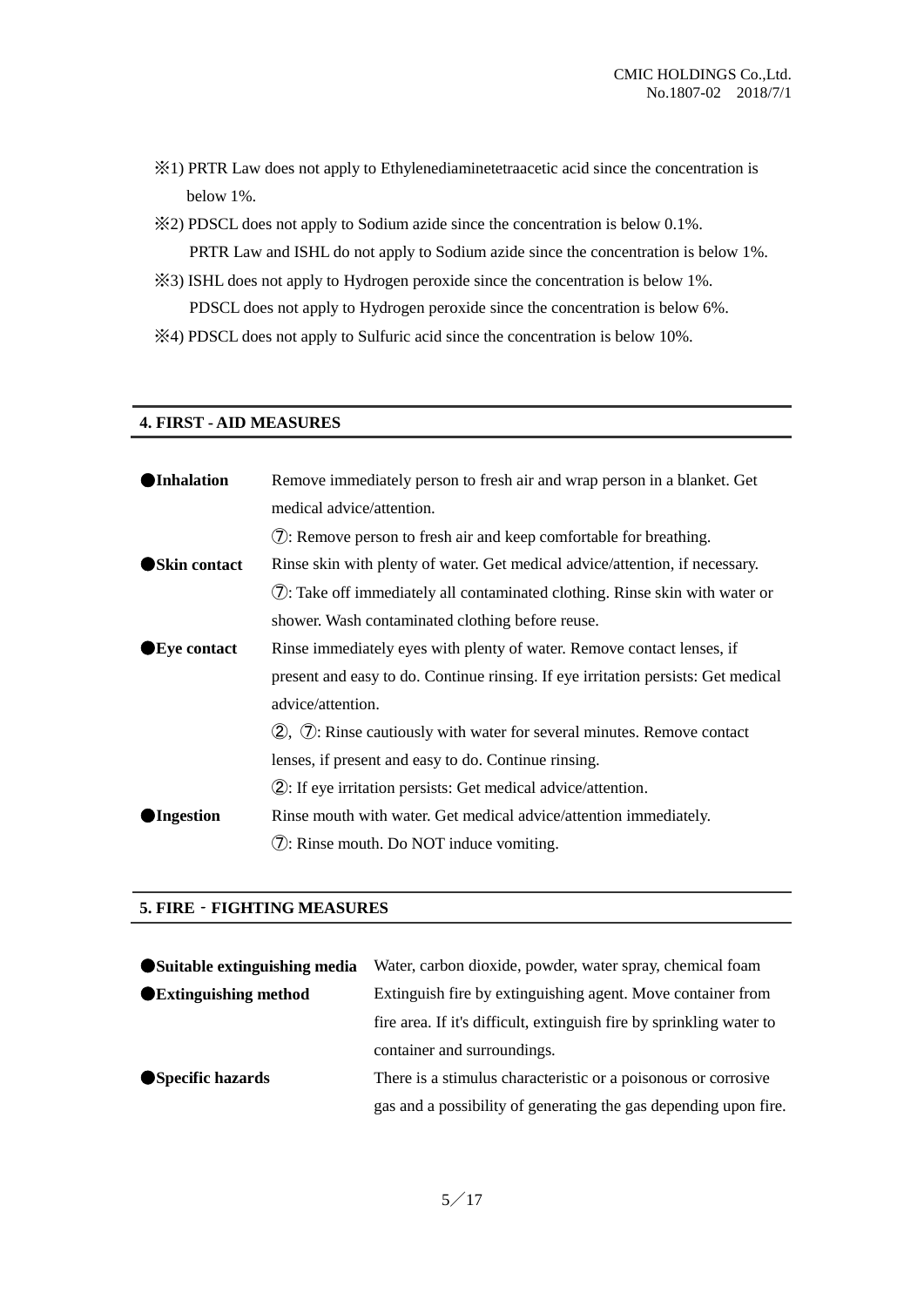※1) PRTR Law does not apply to Ethylenediaminetetraacetic acid since the concentration is below 1%.

※2) PDSCL does not apply to Sodium azide since the concentration is below 0.1%.
PRTR Law and ISHL do not apply to Sodium azide since the concentration is below 1%.

※3) ISHL does not apply to Hydrogen peroxide since the concentration is below 1%.
PDSCL does not apply to Hydrogen peroxide since the concentration is below 6%.

※4) PDSCL does not apply to Sulfuric acid since the concentration is below 10%.

## 4. FIRST - AID MEASURES

**●Inhalation** Remove immediately person to fresh air and wrap person in a blanket. Get medical advice/attention.
⑦: Remove person to fresh air and keep comfortable for breathing.

**●Skin contact** Rinse skin with plenty of water. Get medical advice/attention, if necessary.
⑦: Take off immediately all contaminated clothing. Rinse skin with water or shower. Wash contaminated clothing before reuse.

**●Eye contact** Rinse immediately eyes with plenty of water. Remove contact lenses, if present and easy to do. Continue rinsing. If eye irritation persists: Get medical advice/attention.
②, ⑦: Rinse cautiously with water for several minutes. Remove contact lenses, if present and easy to do. Continue rinsing.
②: If eye irritation persists: Get medical advice/attention.

**●Ingestion** Rinse mouth with water. Get medical advice/attention immediately.
⑦: Rinse mouth. Do NOT induce vomiting.

## 5. FIRE - FIGHTING MEASURES

**●Suitable extinguishing media** Water, carbon dioxide, powder, water spray, chemical foam

**●Extinguishing method** Extinguish fire by extinguishing agent. Move container from fire area. If it's difficult, extinguish fire by sprinkling water to container and surroundings.

**●Specific hazards** There is a stimulus characteristic or a poisonous or corrosive gas and a possibility of generating the gas depending upon fire.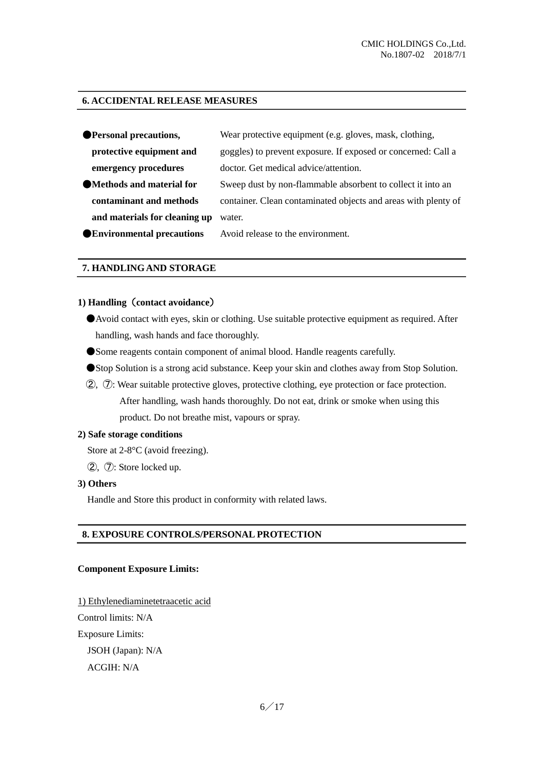## 6. ACCIDENTAL RELEASE MEASURES

| | |
|---|---|
| ●**Personal precautions, protective equipment and emergency procedures** | Wear protective equipment (e.g. gloves, mask, clothing, goggles) to prevent exposure. If exposed or concerned: Call a doctor. Get medical advice/attention. |
| ●**Methods and material for contaminant and methods and materials for cleaning up** | Sweep dust by non-flammable absorbent to collect it into an container. Clean contaminated objects and areas with plenty of water. |
| ●**Environmental precautions** | Avoid release to the environment. |

## 7. HANDLING AND STORAGE

**1) Handling（contact avoidance）**

- ●Avoid contact with eyes, skin or clothing. Use suitable protective equipment as required. After handling, wash hands and face thoroughly.
- ●Some reagents contain component of animal blood. Handle reagents carefully.
- ●Stop Solution is a strong acid substance. Keep your skin and clothes away from Stop Solution.
- ②, ⑦: Wear suitable protective gloves, protective clothing, eye protection or face protection. After handling, wash hands thoroughly. Do not eat, drink or smoke when using this product. Do not breathe mist, vapours or spray.

**2) Safe storage conditions**

Store at 2-8°C (avoid freezing).

②, ⑦: Store locked up.

**3) Others**

Handle and Store this product in conformity with related laws.

## 8. EXPOSURE CONTROLS/PERSONAL PROTECTION

**Component Exposure Limits:**

1) Ethylenediaminetetraacetic acid

Control limits: N/A

Exposure Limits:

JSOH (Japan): N/A

ACGIH: N/A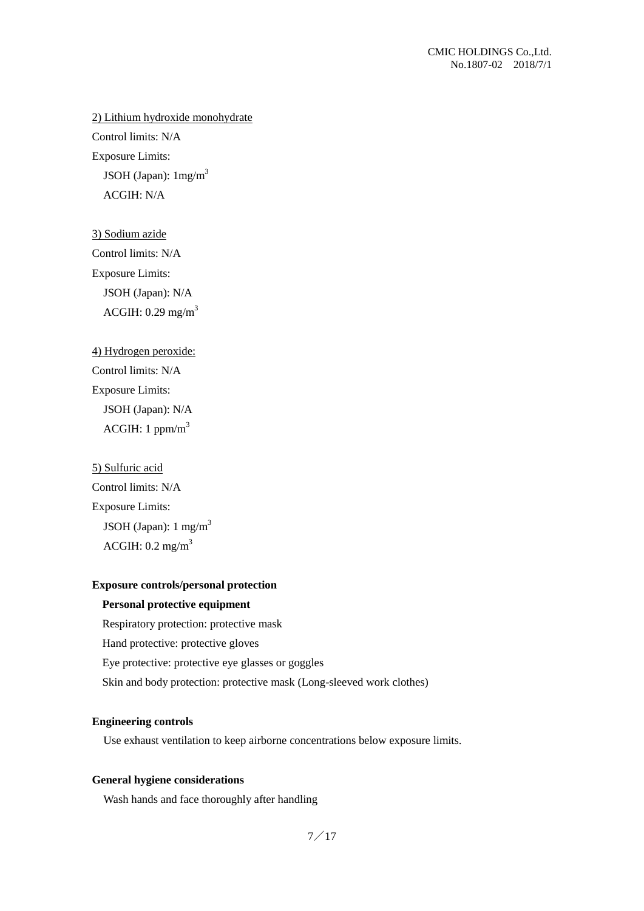2) Lithium hydroxide monohydrate

Control limits: N/A

Exposure Limits:

JSOH (Japan): 1mg/$m^3$

ACGIH: N/A

3) Sodium azide

Control limits: N/A

Exposure Limits:

JSOH (Japan): N/A

ACGIH: 0.29 mg/$m^3$

4) Hydrogen peroxide:

Control limits: N/A

Exposure Limits:

JSOH (Japan): N/A

ACGIH: 1 ppm/$m^3$

5) Sulfuric acid

Control limits: N/A

Exposure Limits:

JSOH (Japan): 1 mg/$m^3$

ACGIH: 0.2 mg/$m^3$

**Exposure controls/personal protection**

**Personal protective equipment**

Respiratory protection: protective mask

Hand protective: protective gloves

Eye protective: protective eye glasses or goggles

Skin and body protection: protective mask (Long-sleeved work clothes)

**Engineering controls**

Use exhaust ventilation to keep airborne concentrations below exposure limits.

**General hygiene considerations**

Wash hands and face thoroughly after handling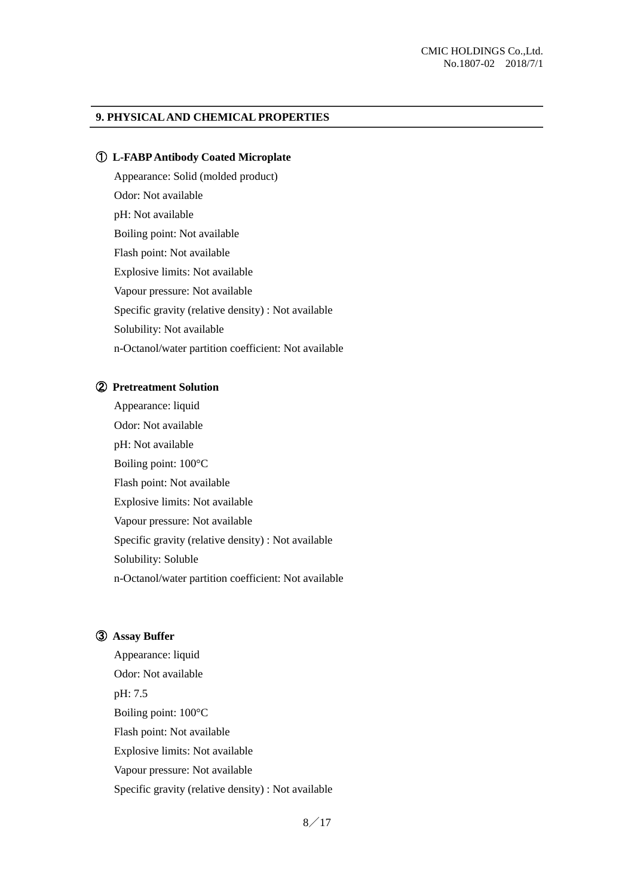## 9. PHYSICAL AND CHEMICAL PROPERTIES

### ① L-FABP Antibody Coated Microplate

Appearance: Solid (molded product)

Odor: Not available

pH: Not available

Boiling point: Not available

Flash point: Not available

Explosive limits: Not available

Vapour pressure: Not available

Specific gravity (relative density) : Not available

Solubility: Not available

n-Octanol/water partition coefficient: Not available

### ② Pretreatment Solution

Appearance: liquid

Odor: Not available

pH: Not available

Boiling point: 100°C

Flash point: Not available

Explosive limits: Not available

Vapour pressure: Not available

Specific gravity (relative density) : Not available

Solubility: Soluble

n-Octanol/water partition coefficient: Not available

### ③ Assay Buffer

Appearance: liquid

Odor: Not available

pH: 7.5

Boiling point: 100°C

Flash point: Not available

Explosive limits: Not available

Vapour pressure: Not available

Specific gravity (relative density) : Not available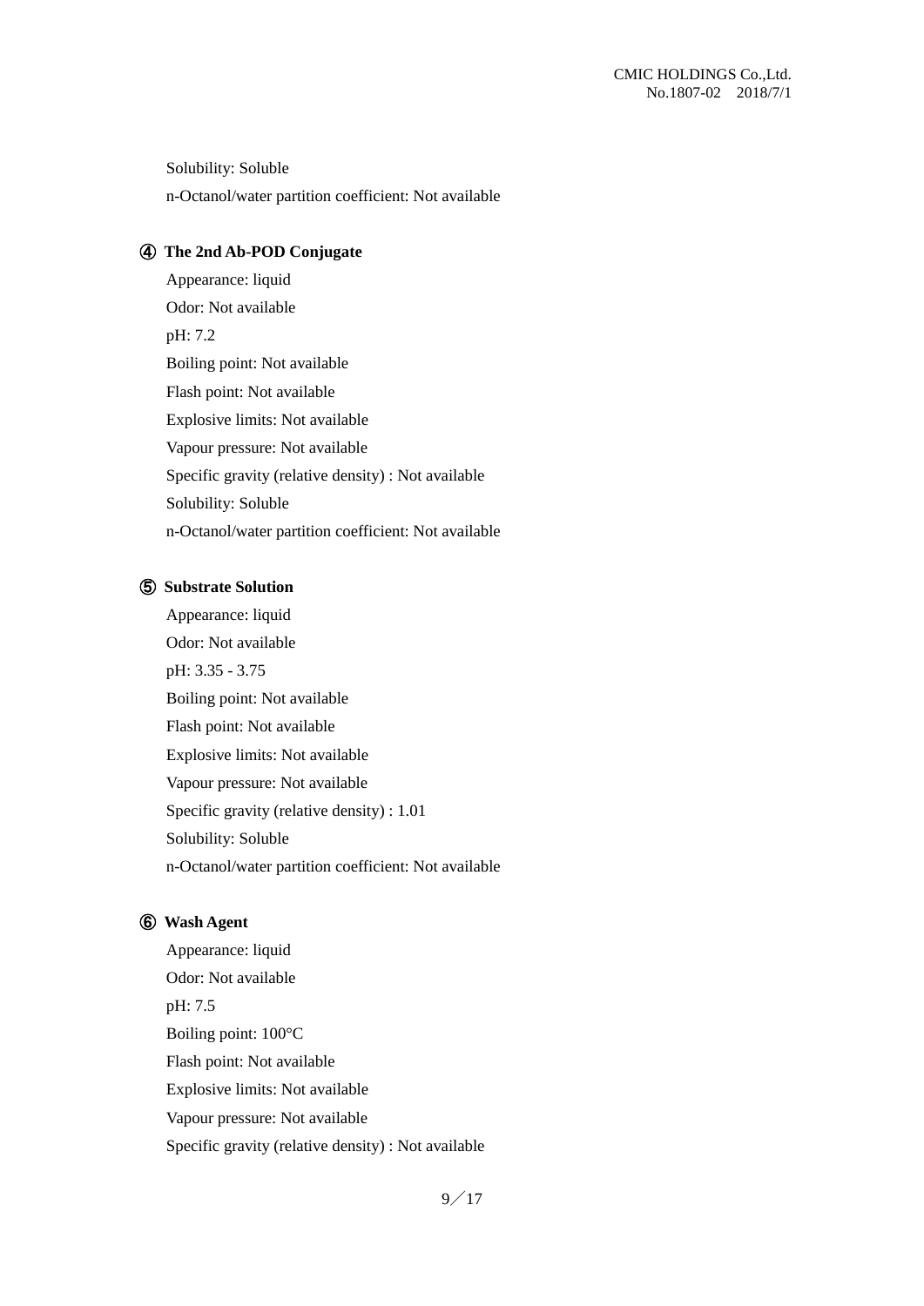Solubility: Soluble

n-Octanol/water partition coefficient: Not available

### ④ The 2nd Ab-POD Conjugate

Appearance: liquid

Odor: Not available

pH: 7.2

Boiling point: Not available

Flash point: Not available

Explosive limits: Not available

Vapour pressure: Not available

Specific gravity (relative density) : Not available

Solubility: Soluble

n-Octanol/water partition coefficient: Not available

### ⑤ Substrate Solution

Appearance: liquid

Odor: Not available

pH: 3.35 - 3.75

Boiling point: Not available

Flash point: Not available

Explosive limits: Not available

Vapour pressure: Not available

Specific gravity (relative density) : 1.01

Solubility: Soluble

n-Octanol/water partition coefficient: Not available

### ⑥ Wash Agent

Appearance: liquid

Odor: Not available

pH: 7.5

Boiling point: 100°C

Flash point: Not available

Explosive limits: Not available

Vapour pressure: Not available

Specific gravity (relative density) : Not available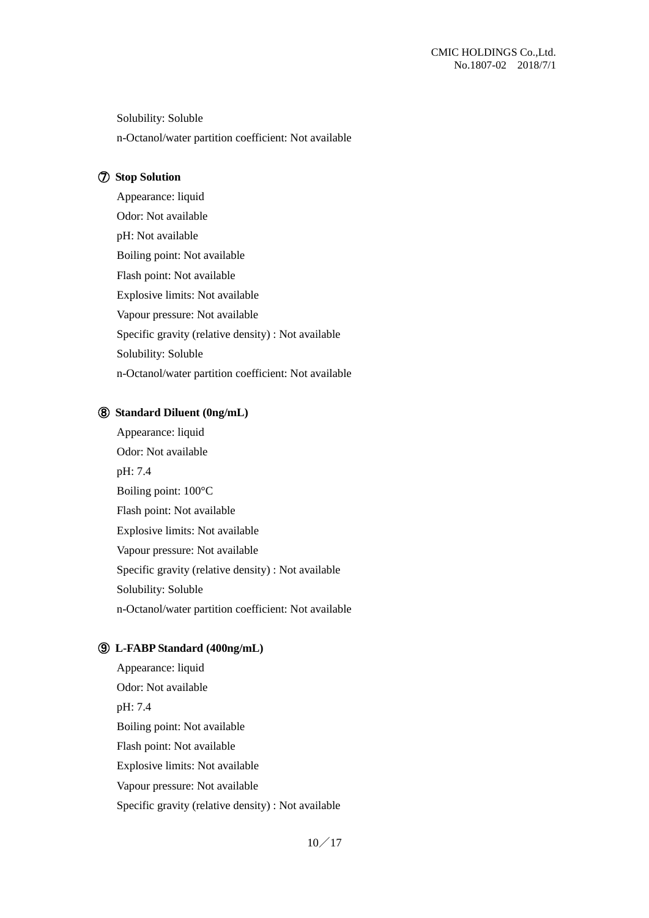Solubility: Soluble

n-Octanol/water partition coefficient: Not available

### ⑦ Stop Solution

Appearance: liquid

Odor: Not available

pH: Not available

Boiling point: Not available

Flash point: Not available

Explosive limits: Not available

Vapour pressure: Not available

Specific gravity (relative density) : Not available

Solubility: Soluble

n-Octanol/water partition coefficient: Not available

### ⑧ Standard Diluent (0ng/mL)

Appearance: liquid

Odor: Not available

pH: 7.4

Boiling point: 100°C

Flash point: Not available

Explosive limits: Not available

Vapour pressure: Not available

Specific gravity (relative density) : Not available

Solubility: Soluble

n-Octanol/water partition coefficient: Not available

### ⑨ L-FABP Standard (400ng/mL)

Appearance: liquid

Odor: Not available

pH: 7.4

Boiling point: Not available

Flash point: Not available

Explosive limits: Not available

Vapour pressure: Not available

Specific gravity (relative density) : Not available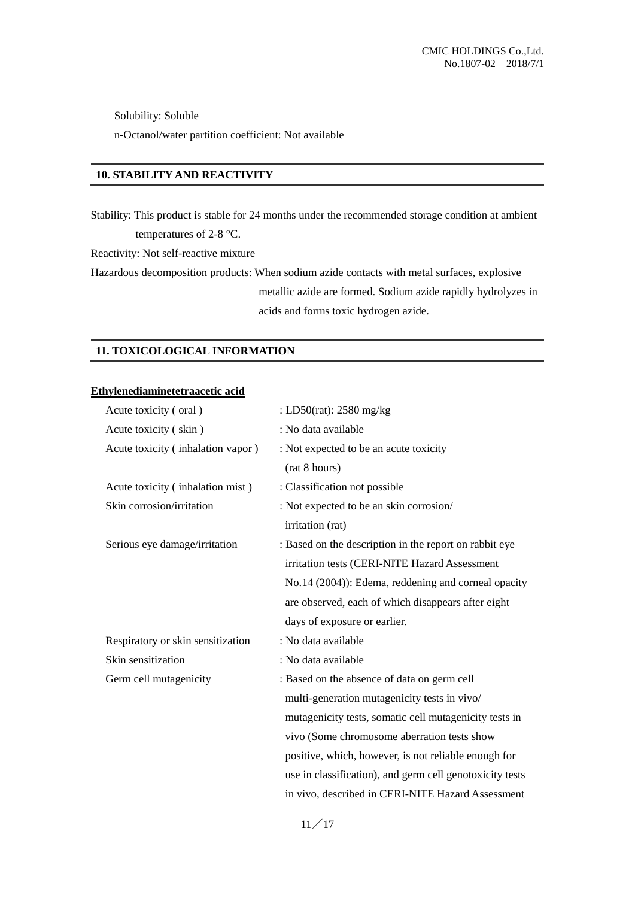Solubility: Soluble

n-Octanol/water partition coefficient: Not available

## 10. STABILITY AND REACTIVITY

Stability: This product is stable for 24 months under the recommended storage condition at ambient temperatures of 2-8 °C.

Reactivity: Not self-reactive mixture

Hazardous decomposition products: When sodium azide contacts with metal surfaces, explosive metallic azide are formed. Sodium azide rapidly hydrolyzes in acids and forms toxic hydrogen azide.

## 11. TOXICOLOGICAL INFORMATION

**Ethylenediaminetetraacetic acid**

| | |
|---|---|
| Acute toxicity ( oral ) | : LD50(rat): 2580 mg/kg |
| Acute toxicity ( skin ) | : No data available |
| Acute toxicity ( inhalation vapor ) | : Not expected to be an acute toxicity (rat 8 hours) |
| Acute toxicity ( inhalation mist ) | : Classification not possible |
| Skin corrosion/irritation | : Not expected to be an skin corrosion/ irritation (rat) |
| Serious eye damage/irritation | : Based on the description in the report on rabbit eye irritation tests (CERI-NITE Hazard Assessment No.14 (2004)): Edema, reddening and corneal opacity are observed, each of which disappears after eight days of exposure or earlier. |
| Respiratory or skin sensitization | : No data available |
| Skin sensitization | : No data available |
| Germ cell mutagenicity | : Based on the absence of data on germ cell multi-generation mutagenicity tests in vivo/ mutagenicity tests, somatic cell mutagenicity tests in vivo (Some chromosome aberration tests show positive, which, however, is not reliable enough for use in classification), and germ cell genotoxicity tests in vivo, described in CERI-NITE Hazard Assessment |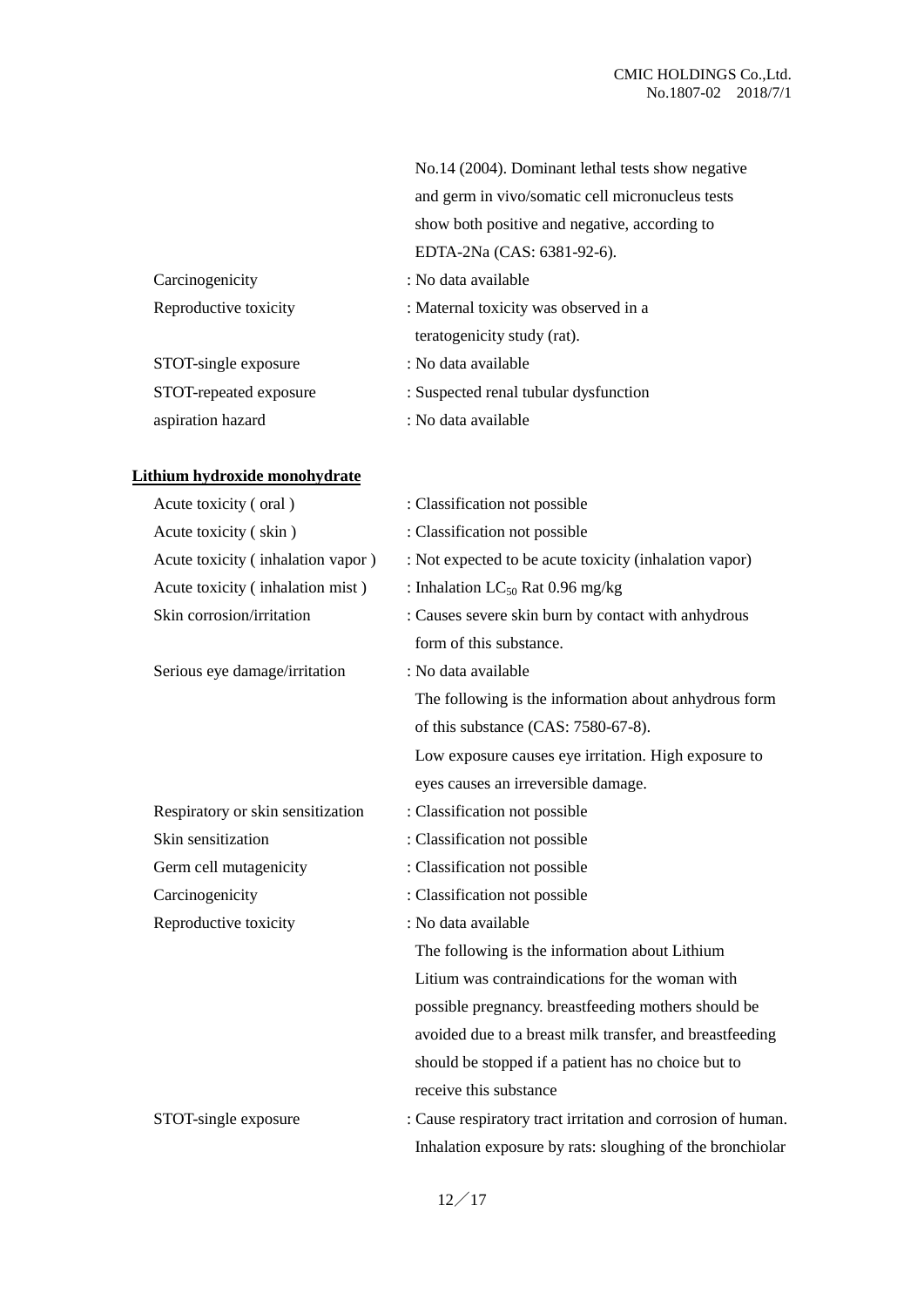| | |
|---|---|
| | No.14 (2004). Dominant lethal tests show negative and germ in vivo/somatic cell micronucleus tests show both positive and negative, according to EDTA-2Na (CAS: 6381-92-6). |
| Carcinogenicity | : No data available |
| Reproductive toxicity | : Maternal toxicity was observed in a teratogenicity study (rat). |
| STOT-single exposure | : No data available |
| STOT-repeated exposure | : Suspected renal tubular dysfunction |
| aspiration hazard | : No data available |

**Lithium hydroxide monohydrate**

| | |
|---|---|
| Acute toxicity ( oral ) | : Classification not possible |
| Acute toxicity ( skin ) | : Classification not possible |
| Acute toxicity ( inhalation vapor ) | : Not expected to be acute toxicity (inhalation vapor) |
| Acute toxicity ( inhalation mist ) | : Inhalation $LC_{50}$ Rat 0.96 mg/kg |
| Skin corrosion/irritation | : Causes severe skin burn by contact with anhydrous form of this substance. |
| Serious eye damage/irritation | : No data available<br>The following is the information about anhydrous form of this substance (CAS: 7580-67-8).<br>Low exposure causes eye irritation. High exposure to eyes causes an irreversible damage. |
| Respiratory or skin sensitization | : Classification not possible |
| Skin sensitization | : Classification not possible |
| Germ cell mutagenicity | : Classification not possible |
| Carcinogenicity | : Classification not possible |
| Reproductive toxicity | : No data available<br>The following is the information about Lithium<br>Litium was contraindications for the woman with possible pregnancy. breastfeeding mothers should be avoided due to a breast milk transfer, and breastfeeding should be stopped if a patient has no choice but to receive this substance |
| STOT-single exposure | : Cause respiratory tract irritation and corrosion of human. Inhalation exposure by rats: sloughing of the bronchiolar |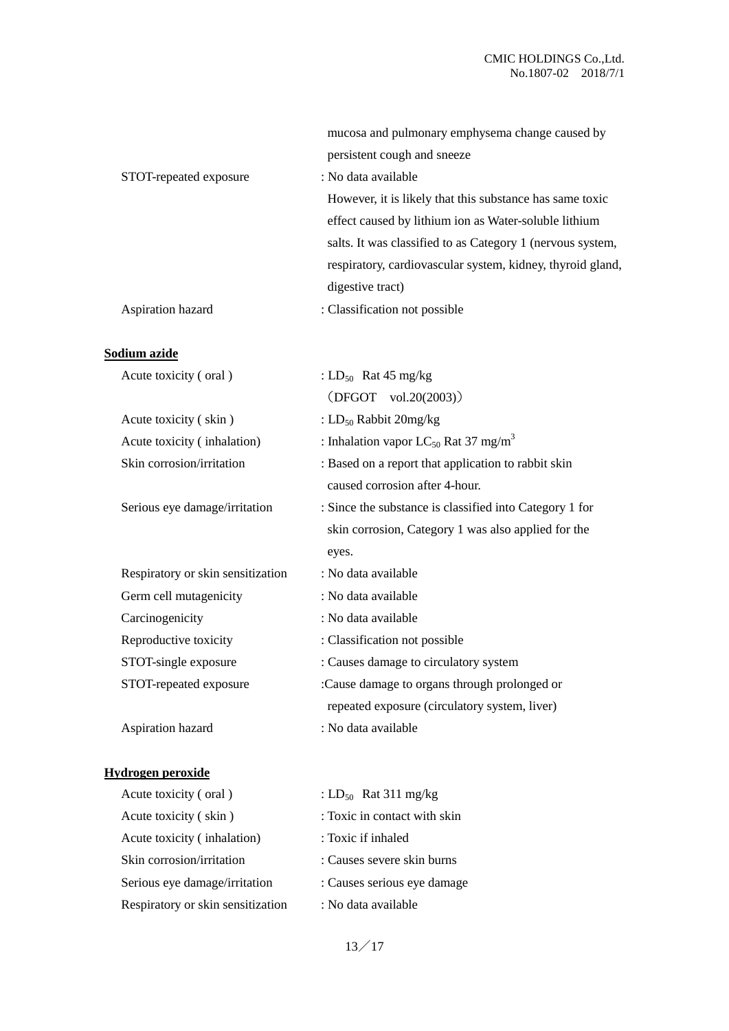mucosa and pulmonary emphysema change caused by persistent cough and sneeze

| | |
|---|---|
| STOT-repeated exposure | : No data available<br>However, it is likely that this substance has same toxic effect caused by lithium ion as Water-soluble lithium salts. It was classified to as Category 1 (nervous system, respiratory, cardiovascular system, kidney, thyroid gland, digestive tract) |
| Aspiration hazard | : Classification not possible |

**Sodium azide**

| | |
|---|---|
| Acute toxicity ( oral ) | : $LD_{50}$ Rat 45 mg/kg<br>（DFGOT vol.20(2003)） |
| Acute toxicity ( skin ) | : $LD_{50}$ Rabbit 20mg/kg |
| Acute toxicity ( inhalation) | : Inhalation vapor $LC_{50}$ Rat 37 mg/m$^3$ |
| Skin corrosion/irritation | : Based on a report that application to rabbit skin caused corrosion after 4-hour. |
| Serious eye damage/irritation | : Since the substance is classified into Category 1 for skin corrosion, Category 1 was also applied for the eyes. |
| Respiratory or skin sensitization | : No data available |
| Germ cell mutagenicity | : No data available |
| Carcinogenicity | : No data available |
| Reproductive toxicity | : Classification not possible |
| STOT-single exposure | : Causes damage to circulatory system |
| STOT-repeated exposure | :Cause damage to organs through prolonged or repeated exposure (circulatory system, liver) |
| Aspiration hazard | : No data available |

**Hydrogen peroxide**

| | |
|---|---|
| Acute toxicity ( oral ) | : $LD_{50}$ Rat 311 mg/kg |
| Acute toxicity ( skin ) | : Toxic in contact with skin |
| Acute toxicity ( inhalation) | : Toxic if inhaled |
| Skin corrosion/irritation | : Causes severe skin burns |
| Serious eye damage/irritation | : Causes serious eye damage |
| Respiratory or skin sensitization | : No data available |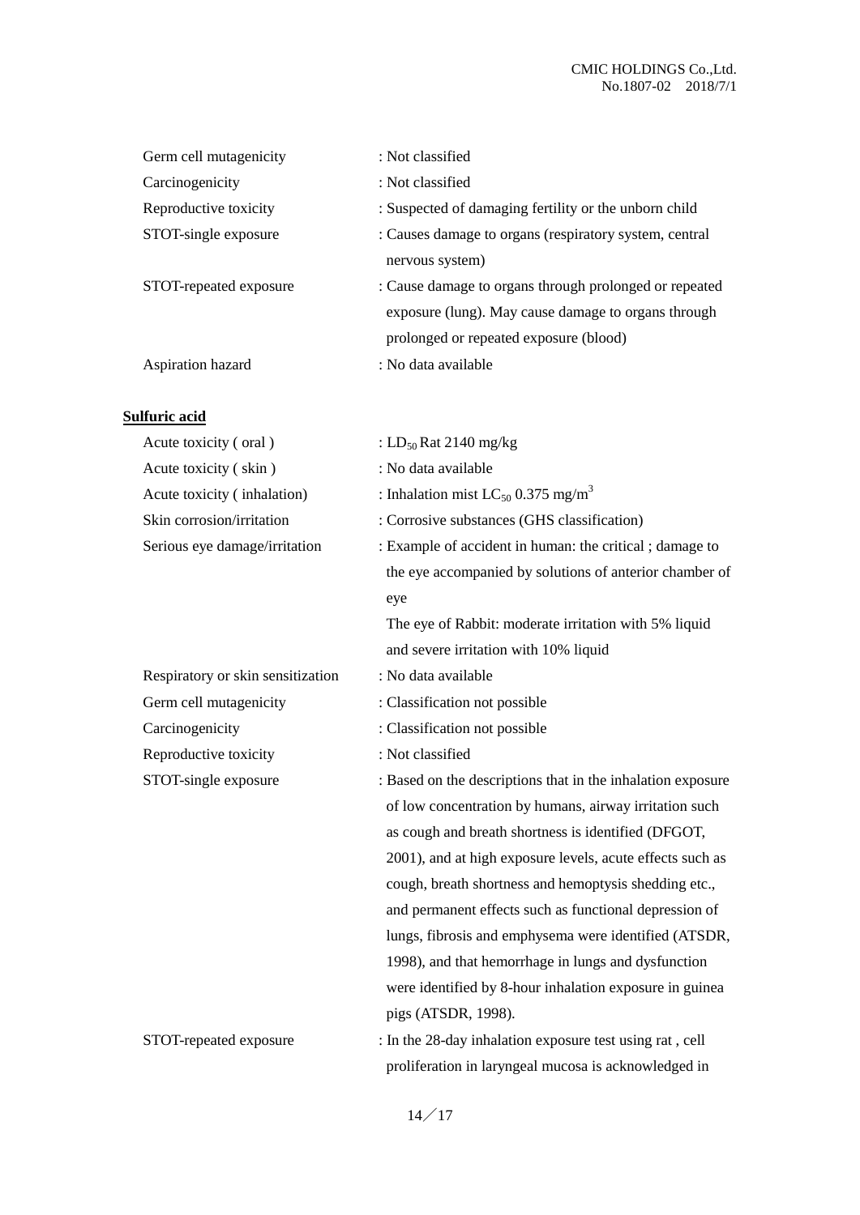| | |
|---|---|
| Germ cell mutagenicity | : Not classified |
| Carcinogenicity | : Not classified |
| Reproductive toxicity | : Suspected of damaging fertility or the unborn child |
| STOT-single exposure | : Causes damage to organs (respiratory system, central nervous system) |
| STOT-repeated exposure | : Cause damage to organs through prolonged or repeated exposure (lung). May cause damage to organs through prolonged or repeated exposure (blood) |
| Aspiration hazard | : No data available |

**Sulfuric acid**

| | |
|---|---|
| Acute toxicity ( oral ) | : $LD_{50}$ Rat 2140 mg/kg |
| Acute toxicity ( skin ) | : No data available |
| Acute toxicity ( inhalation) | : Inhalation mist $LC_{50}$ 0.375 mg/m$^3$ |
| Skin corrosion/irritation | : Corrosive substances (GHS classification) |
| Serious eye damage/irritation | : Example of accident in human: the critical ; damage to the eye accompanied by solutions of anterior chamber of eye<br>The eye of Rabbit: moderate irritation with 5% liquid and severe irritation with 10% liquid |
| Respiratory or skin sensitization | : No data available |
| Germ cell mutagenicity | : Classification not possible |
| Carcinogenicity | : Classification not possible |
| Reproductive toxicity | : Not classified |
| STOT-single exposure | : Based on the descriptions that in the inhalation exposure of low concentration by humans, airway irritation such as cough and breath shortness is identified (DFGOT, 2001), and at high exposure levels, acute effects such as cough, breath shortness and hemoptysis shedding etc., and permanent effects such as functional depression of lungs, fibrosis and emphysema were identified (ATSDR, 1998), and that hemorrhage in lungs and dysfunction were identified by 8-hour inhalation exposure in guinea pigs (ATSDR, 1998). |
| STOT-repeated exposure | : In the 28-day inhalation exposure test using rat , cell proliferation in laryngeal mucosa is acknowledged in |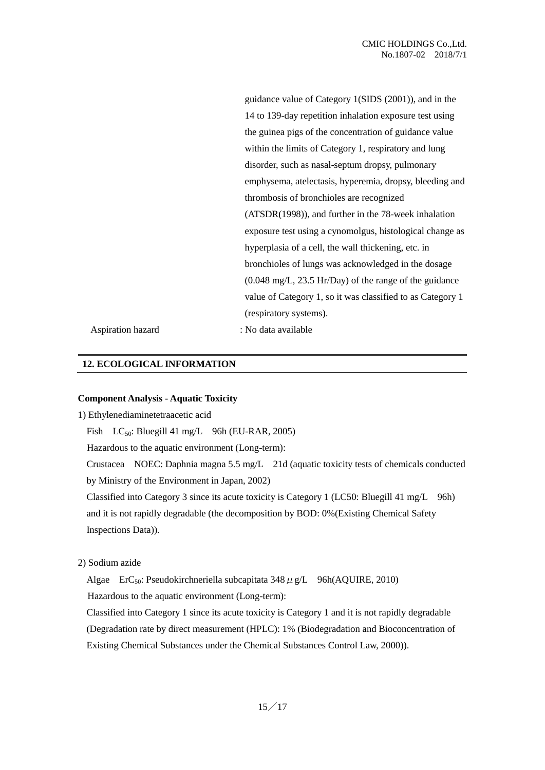guidance value of Category 1(SIDS (2001)), and in the 14 to 139-day repetition inhalation exposure test using the guinea pigs of the concentration of guidance value within the limits of Category 1, respiratory and lung disorder, such as nasal-septum dropsy, pulmonary emphysema, atelectasis, hyperemia, dropsy, bleeding and thrombosis of bronchioles are recognized (ATSDR(1998)), and further in the 78-week inhalation exposure test using a cynomolgus, histological change as hyperplasia of a cell, the wall thickening, etc. in bronchioles of lungs was acknowledged in the dosage (0.048 mg/L, 23.5 Hr/Day) of the range of the guidance value of Category 1, so it was classified to as Category 1 (respiratory systems).

Aspiration hazard : No data available

## 12. ECOLOGICAL INFORMATION

**Component Analysis - Aquatic Toxicity**

1) Ethylenediaminetetraacetic acid

Fish $LC_{50}$: Bluegill 41 mg/L 96h (EU-RAR, 2005)

Hazardous to the aquatic environment (Long-term):

Crustacea NOEC: Daphnia magna 5.5 mg/L 21d (aquatic toxicity tests of chemicals conducted by Ministry of the Environment in Japan, 2002)

Classified into Category 3 since its acute toxicity is Category 1 (LC50: Bluegill 41 mg/L 96h) and it is not rapidly degradable (the decomposition by BOD: 0%(Existing Chemical Safety Inspections Data)).

2) Sodium azide

Algae $ErC_{50}$: Pseudokirchneriella subcapitata 348 $\mu$g/L 96h(AQUIRE, 2010)

Hazardous to the aquatic environment (Long-term):

Classified into Category 1 since its acute toxicity is Category 1 and it is not rapidly degradable (Degradation rate by direct measurement (HPLC): 1% (Biodegradation and Bioconcentration of Existing Chemical Substances under the Chemical Substances Control Law, 2000)).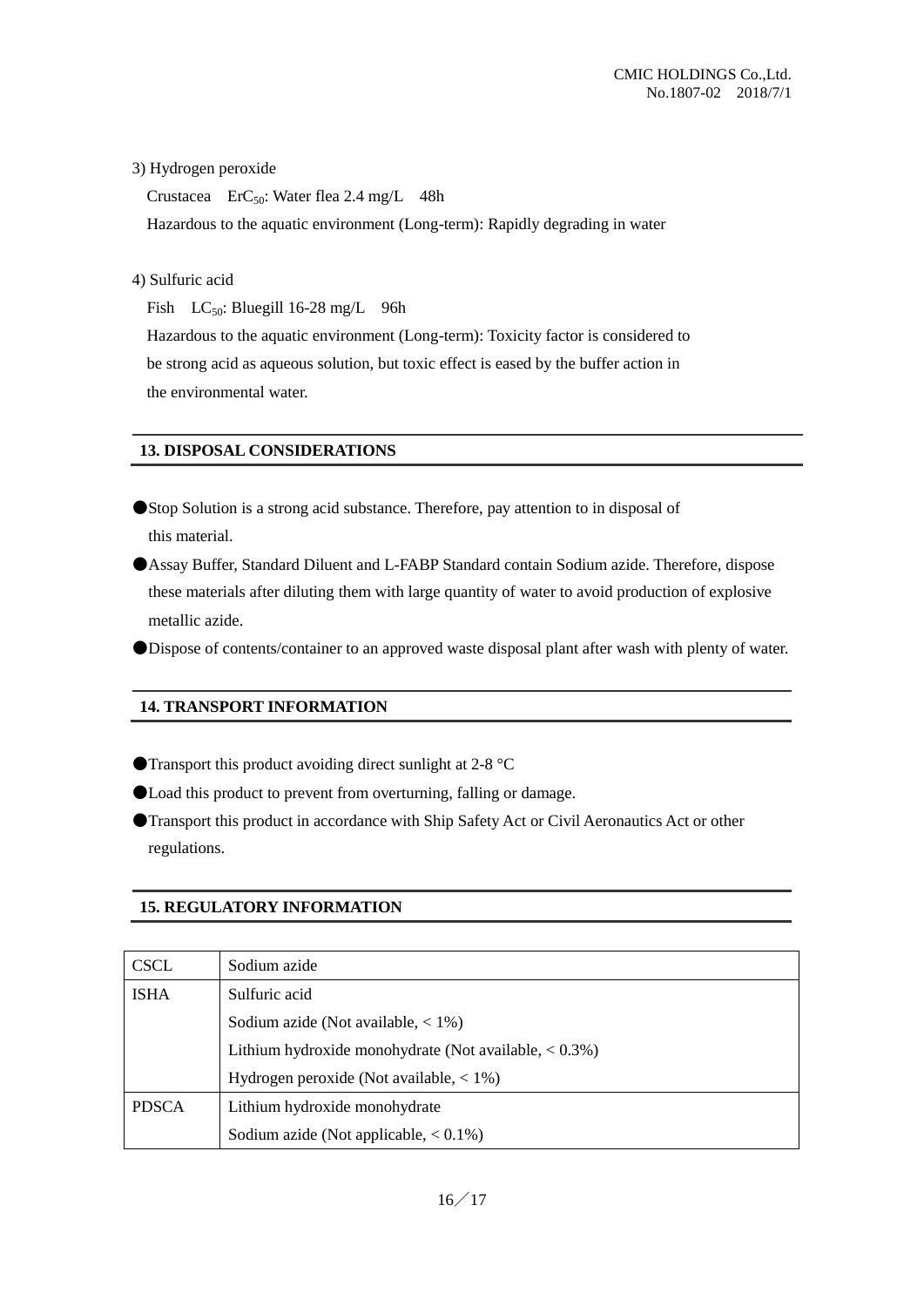3) Hydrogen peroxide

Crustacea　$ErC_{50}$: Water flea 2.4 mg/L　48h

Hazardous to the aquatic environment (Long-term): Rapidly degrading in water

4) Sulfuric acid

Fish　$LC_{50}$: Bluegill 16-28 mg/L　96h

Hazardous to the aquatic environment (Long-term): Toxicity factor is considered to be strong acid as aqueous solution, but toxic effect is eased by the buffer action in the environmental water.

## 13. DISPOSAL CONSIDERATIONS

- Stop Solution is a strong acid substance. Therefore, pay attention to in disposal of this material.
- Assay Buffer, Standard Diluent and L-FABP Standard contain Sodium azide. Therefore, dispose these materials after diluting them with large quantity of water to avoid production of explosive metallic azide.
- Dispose of contents/container to an approved waste disposal plant after wash with plenty of water.

## 14. TRANSPORT INFORMATION

- Transport this product avoiding direct sunlight at 2-8 °C
- Load this product to prevent from overturning, falling or damage.
- Transport this product in accordance with Ship Safety Act or Civil Aeronautics Act or other regulations.

## 15. REGULATORY INFORMATION

| | |
|---|---|
| CSCL | Sodium azide |
| ISHA | Sulfuric acid |
| | Sodium azide (Not available, < 1%) |
| | Lithium hydroxide monohydrate (Not available, < 0.3%) |
| | Hydrogen peroxide (Not available, < 1%) |
| PDSCA | Lithium hydroxide monohydrate |
| | Sodium azide (Not applicable, < 0.1%) |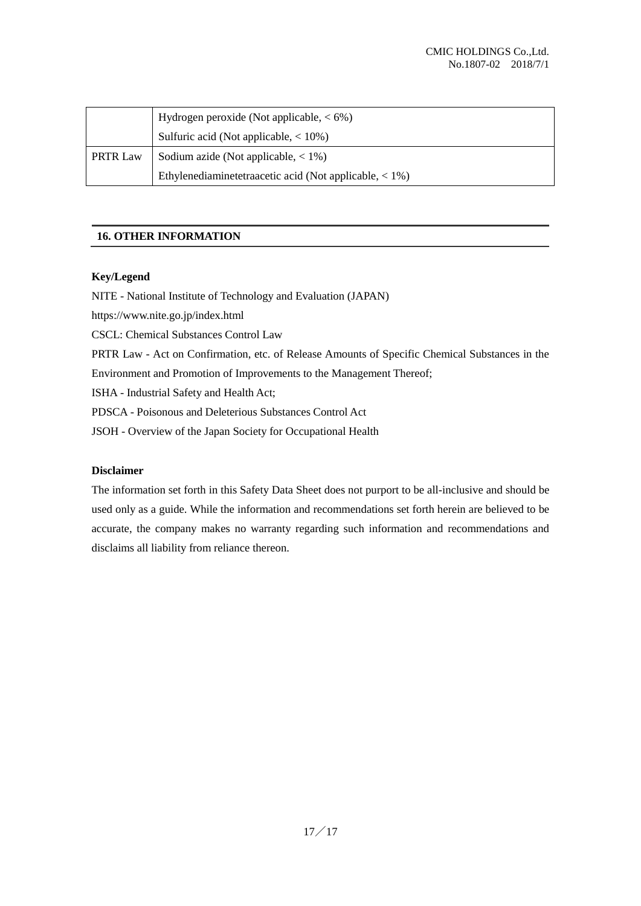| | |
|---|---|
| | Hydrogen peroxide (Not applicable, < 6%) |
| | Sulfuric acid (Not applicable, < 10%) |
| PRTR Law | Sodium azide (Not applicable, < 1%) |
| | Ethylenediaminetetraacetic acid (Not applicable, < 1%) |

## 16. OTHER INFORMATION

**Key/Legend**

NITE - National Institute of Technology and Evaluation (JAPAN)

https://www.nite.go.jp/index.html

CSCL: Chemical Substances Control Law

PRTR Law - Act on Confirmation, etc. of Release Amounts of Specific Chemical Substances in the Environment and Promotion of Improvements to the Management Thereof;

ISHA - Industrial Safety and Health Act;

PDSCA - Poisonous and Deleterious Substances Control Act

JSOH - Overview of the Japan Society for Occupational Health

**Disclaimer**

The information set forth in this Safety Data Sheet does not purport to be all-inclusive and should be used only as a guide. While the information and recommendations set forth herein are believed to be accurate, the company makes no warranty regarding such information and recommendations and disclaims all liability from reliance thereon.